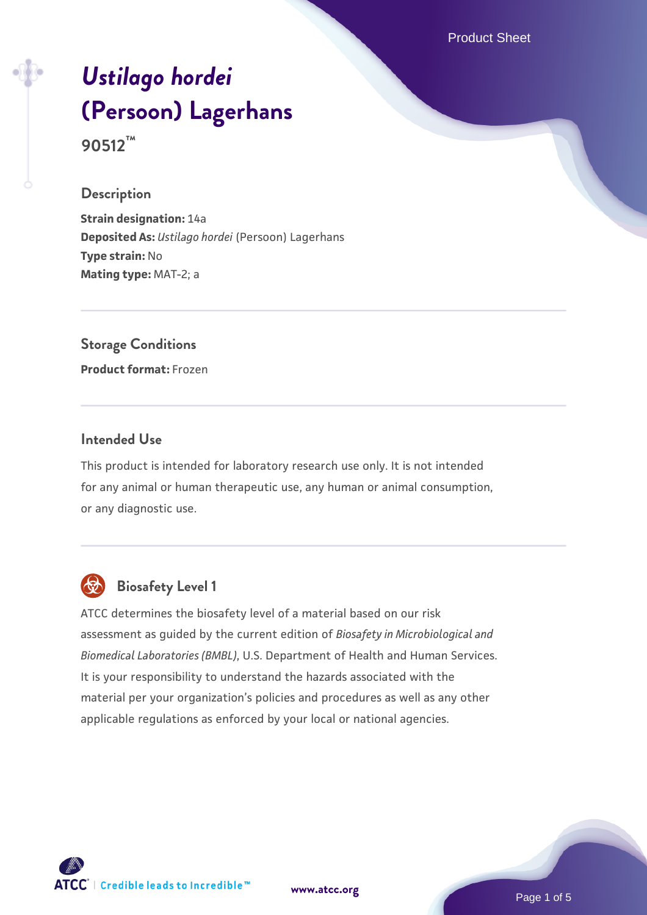# *Ustilago hordei* (Persoon) Lagerhans

**90512™**

## Description

**Strain designation:** 14a
**Deposited As:** *Ustilago hordei* (Persoon) Lagerhans
**Type strain:** No
**Mating type:** MAT-2; a

## Storage Conditions

**Product format:** Frozen

## Intended Use

This product is intended for laboratory research use only. It is not intended for any animal or human therapeutic use, any human or animal consumption, or any diagnostic use.

## Biosafety Level 1

ATCC determines the biosafety level of a material based on our risk assessment as guided by the current edition of *Biosafety in Microbiological and Biomedical Laboratories (BMBL)*, U.S. Department of Health and Human Services. It is your responsibility to understand the hazards associated with the material per your organization's policies and procedures as well as any other applicable regulations as enforced by your local or national agencies.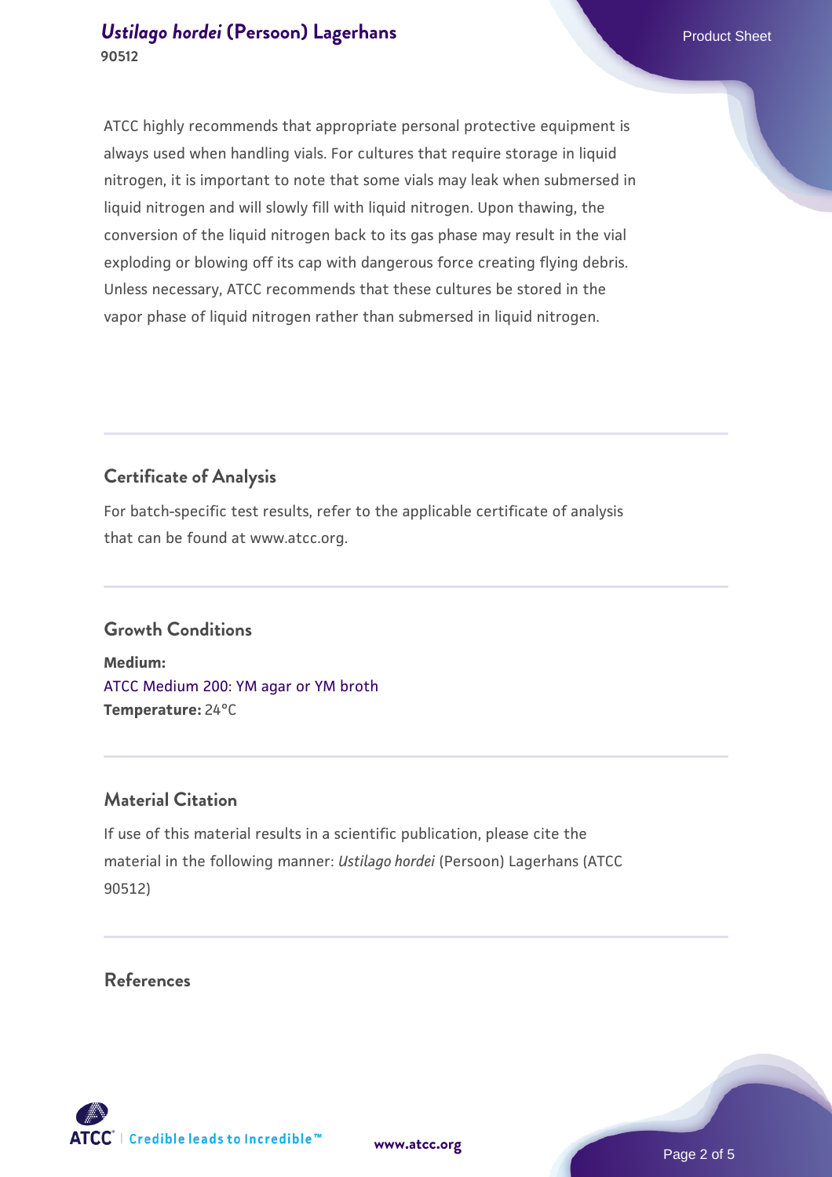ATCC highly recommends that appropriate personal protective equipment is always used when handling vials. For cultures that require storage in liquid nitrogen, it is important to note that some vials may leak when submersed in liquid nitrogen and will slowly fill with liquid nitrogen. Upon thawing, the conversion of the liquid nitrogen back to its gas phase may result in the vial exploding or blowing off its cap with dangerous force creating flying debris. Unless necessary, ATCC recommends that these cultures be stored in the vapor phase of liquid nitrogen rather than submersed in liquid nitrogen.

## Certificate of Analysis

For batch-specific test results, refer to the applicable certificate of analysis that can be found at www.atcc.org.

## Growth Conditions

**Medium:**
ATCC Medium 200: YM agar or YM broth
**Temperature:** 24°C

## Material Citation

If use of this material results in a scientific publication, please cite the material in the following manner: *Ustilago hordei* (Persoon) Lagerhans (ATCC 90512)

## References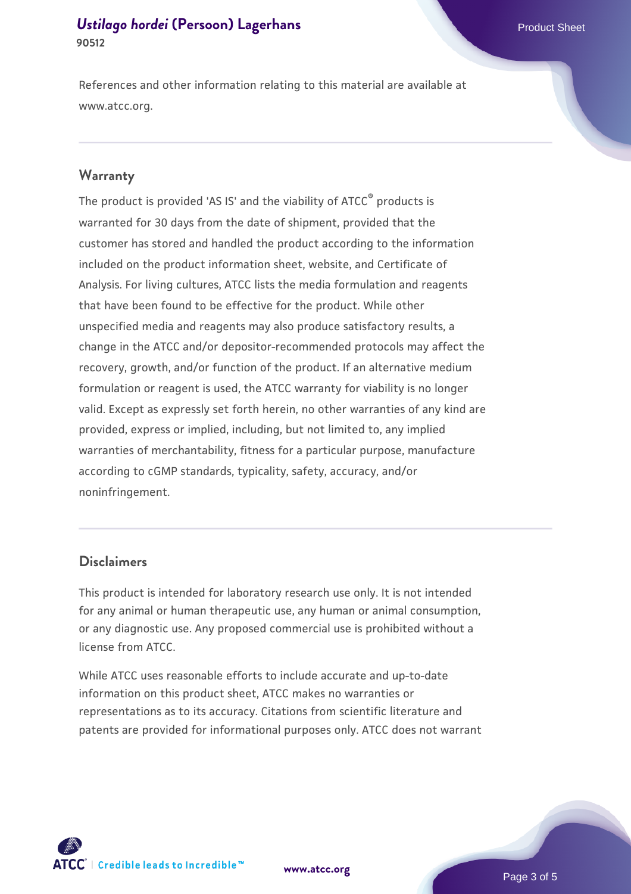References and other information relating to this material are available at www.atcc.org.

## Warranty

The product is provided 'AS IS' and the viability of ATCC® products is warranted for 30 days from the date of shipment, provided that the customer has stored and handled the product according to the information included on the product information sheet, website, and Certificate of Analysis. For living cultures, ATCC lists the media formulation and reagents that have been found to be effective for the product. While other unspecified media and reagents may also produce satisfactory results, a change in the ATCC and/or depositor-recommended protocols may affect the recovery, growth, and/or function of the product. If an alternative medium formulation or reagent is used, the ATCC warranty for viability is no longer valid. Except as expressly set forth herein, no other warranties of any kind are provided, express or implied, including, but not limited to, any implied warranties of merchantability, fitness for a particular purpose, manufacture according to cGMP standards, typicality, safety, accuracy, and/or noninfringement.

## Disclaimers

This product is intended for laboratory research use only. It is not intended for any animal or human therapeutic use, any human or animal consumption, or any diagnostic use. Any proposed commercial use is prohibited without a license from ATCC.

While ATCC uses reasonable efforts to include accurate and up-to-date information on this product sheet, ATCC makes no warranties or representations as to its accuracy. Citations from scientific literature and patents are provided for informational purposes only. ATCC does not warrant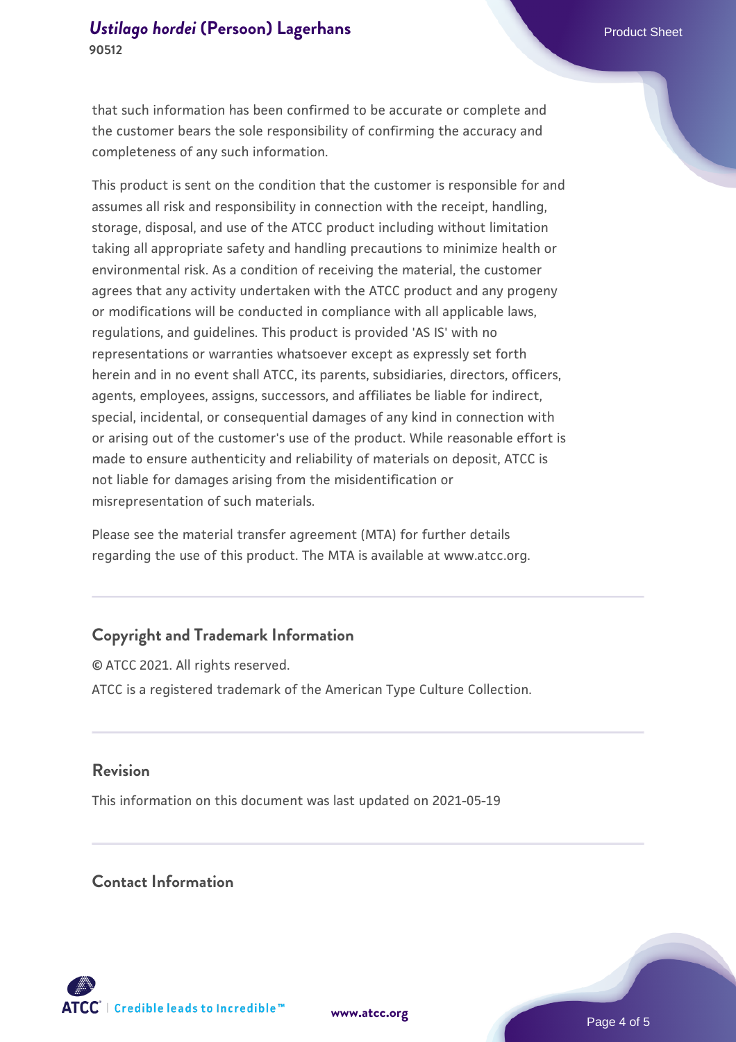that such information has been confirmed to be accurate or complete and the customer bears the sole responsibility of confirming the accuracy and completeness of any such information.

This product is sent on the condition that the customer is responsible for and assumes all risk and responsibility in connection with the receipt, handling, storage, disposal, and use of the ATCC product including without limitation taking all appropriate safety and handling precautions to minimize health or environmental risk. As a condition of receiving the material, the customer agrees that any activity undertaken with the ATCC product and any progeny or modifications will be conducted in compliance with all applicable laws, regulations, and guidelines. This product is provided 'AS IS' with no representations or warranties whatsoever except as expressly set forth herein and in no event shall ATCC, its parents, subsidiaries, directors, officers, agents, employees, assigns, successors, and affiliates be liable for indirect, special, incidental, or consequential damages of any kind in connection with or arising out of the customer's use of the product. While reasonable effort is made to ensure authenticity and reliability of materials on deposit, ATCC is not liable for damages arising from the misidentification or misrepresentation of such materials.

Please see the material transfer agreement (MTA) for further details regarding the use of this product. The MTA is available at www.atcc.org.

## Copyright and Trademark Information

© ATCC 2021. All rights reserved.

ATCC is a registered trademark of the American Type Culture Collection.

## Revision

This information on this document was last updated on 2021-05-19

## Contact Information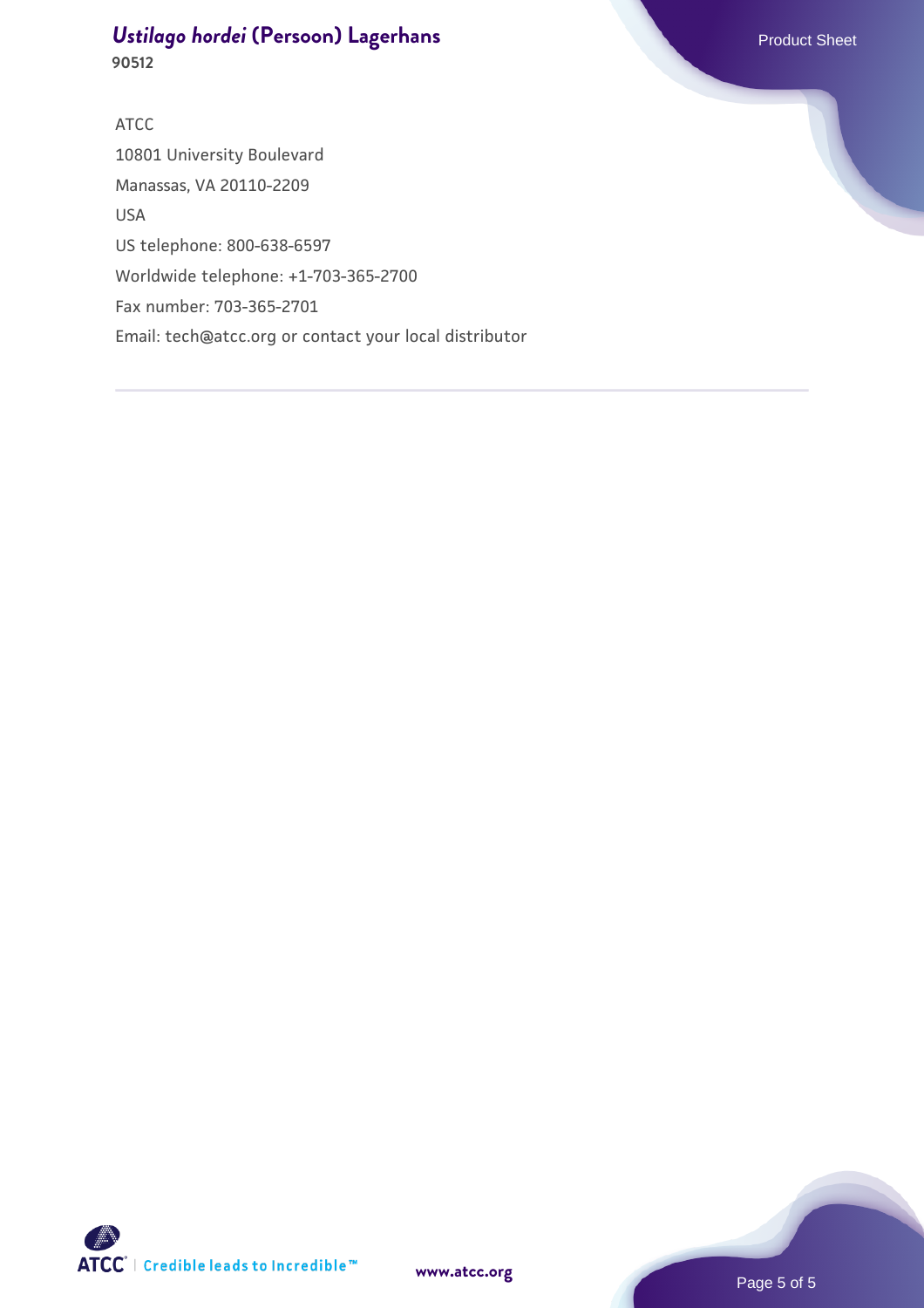ATCC

10801 University Boulevard

Manassas, VA 20110-2209

USA

US telephone: 800-638-6597

Worldwide telephone: +1-703-365-2700

Fax number: 703-365-2701

Email: tech@atcc.org or contact your local distributor

---